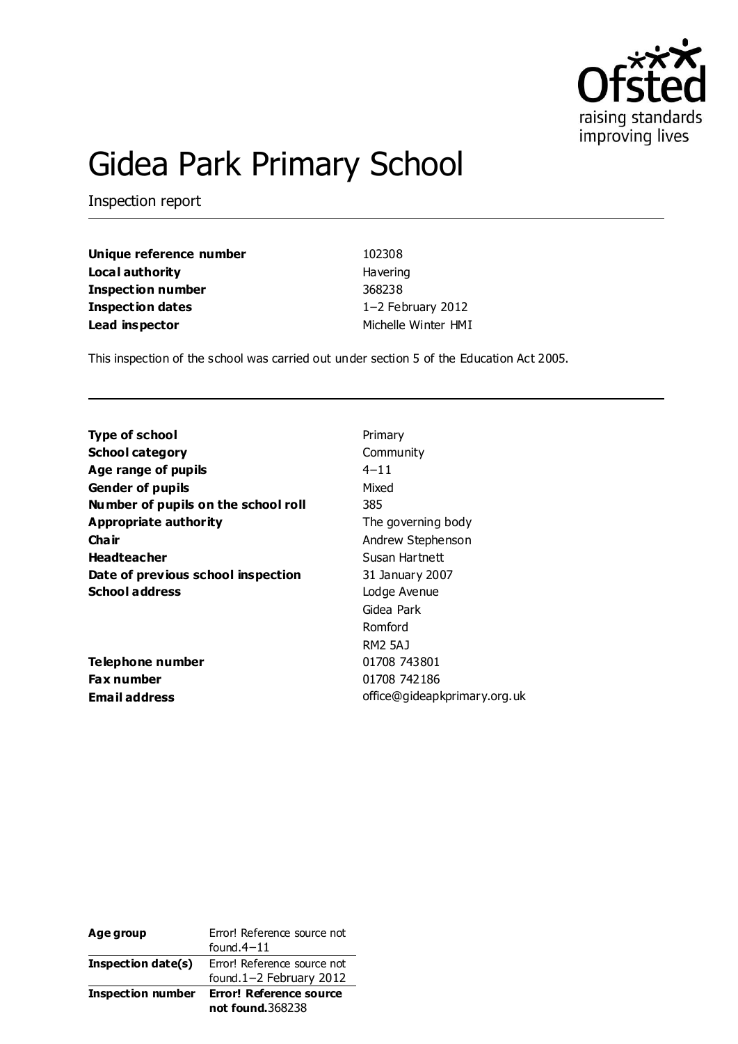# Gidea Park Primary School

Inspection report

| | |
|---|---|
| **Unique reference number** | 102308 |
| **Local authority** | Havering |
| **Inspection number** | 368238 |
| **Inspection dates** | 1–2 February 2012 |
| **Lead inspector** | Michelle Winter HMI |

This inspection of the school was carried out under section 5 of the Education Act 2005.

| | |
|---|---|
| **Type of school** | Primary |
| **School category** | Community |
| **Age range of pupils** | 4–11 |
| **Gender of pupils** | Mixed |
| **Number of pupils on the school roll** | 385 |
| **Appropriate authority** | The governing body |
| **Chair** | Andrew Stephenson |
| **Headteacher** | Susan Hartnett |
| **Date of previous school inspection** | 31 January 2007 |
| **School address** | Lodge Avenue<br>Gidea Park<br>Romford<br>RM2 5AJ |
| **Telephone number** | 01708 743801 |
| **Fax number** | 01708 742186 |
| **Email address** | office@gideapkprimary.org.uk |

| | |
|---|---|
| **Age group** | Error! Reference source not found.4–11 |
| **Inspection date(s)** | Error! Reference source not found.1–2 February 2012 |
| **Inspection number** | **Error! Reference source not found.**368238 |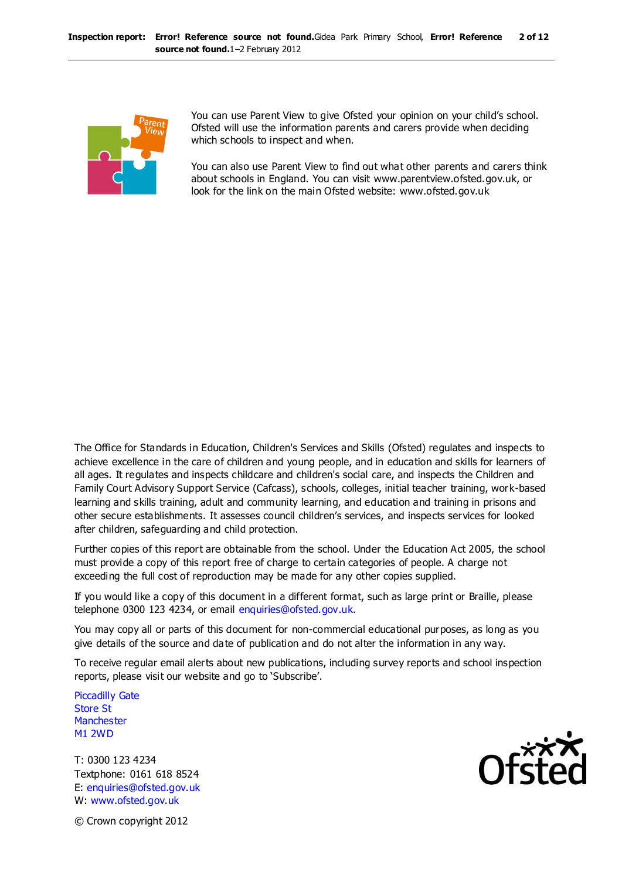You can use Parent View to give Ofsted your opinion on your child's school. Ofsted will use the information parents and carers provide when deciding which schools to inspect and when.

You can also use Parent View to find out what other parents and carers think about schools in England. You can visit www.parentview.ofsted.gov.uk, or look for the link on the main Ofsted website: www.ofsted.gov.uk

The Office for Standards in Education, Children's Services and Skills (Ofsted) regulates and inspects to achieve excellence in the care of children and young people, and in education and skills for learners of all ages. It regulates and inspects childcare and children's social care, and inspects the Children and Family Court Advisory Support Service (Cafcass), schools, colleges, initial teacher training, work-based learning and skills training, adult and community learning, and education and training in prisons and other secure establishments. It assesses council children's services, and inspects services for looked after children, safeguarding and child protection.

Further copies of this report are obtainable from the school. Under the Education Act 2005, the school must provide a copy of this report free of charge to certain categories of people. A charge not exceeding the full cost of reproduction may be made for any other copies supplied.

If you would like a copy of this document in a different format, such as large print or Braille, please telephone 0300 123 4234, or email enquiries@ofsted.gov.uk.

You may copy all or parts of this document for non-commercial educational purposes, as long as you give details of the source and date of publication and do not alter the information in any way.

To receive regular email alerts about new publications, including survey reports and school inspection reports, please visit our website and go to 'Subscribe'.

Piccadilly Gate
Store St
Manchester
M1 2WD

T: 0300 123 4234
Textphone: 0161 618 8524
E: enquiries@ofsted.gov.uk
W: www.ofsted.gov.uk

© Crown copyright 2012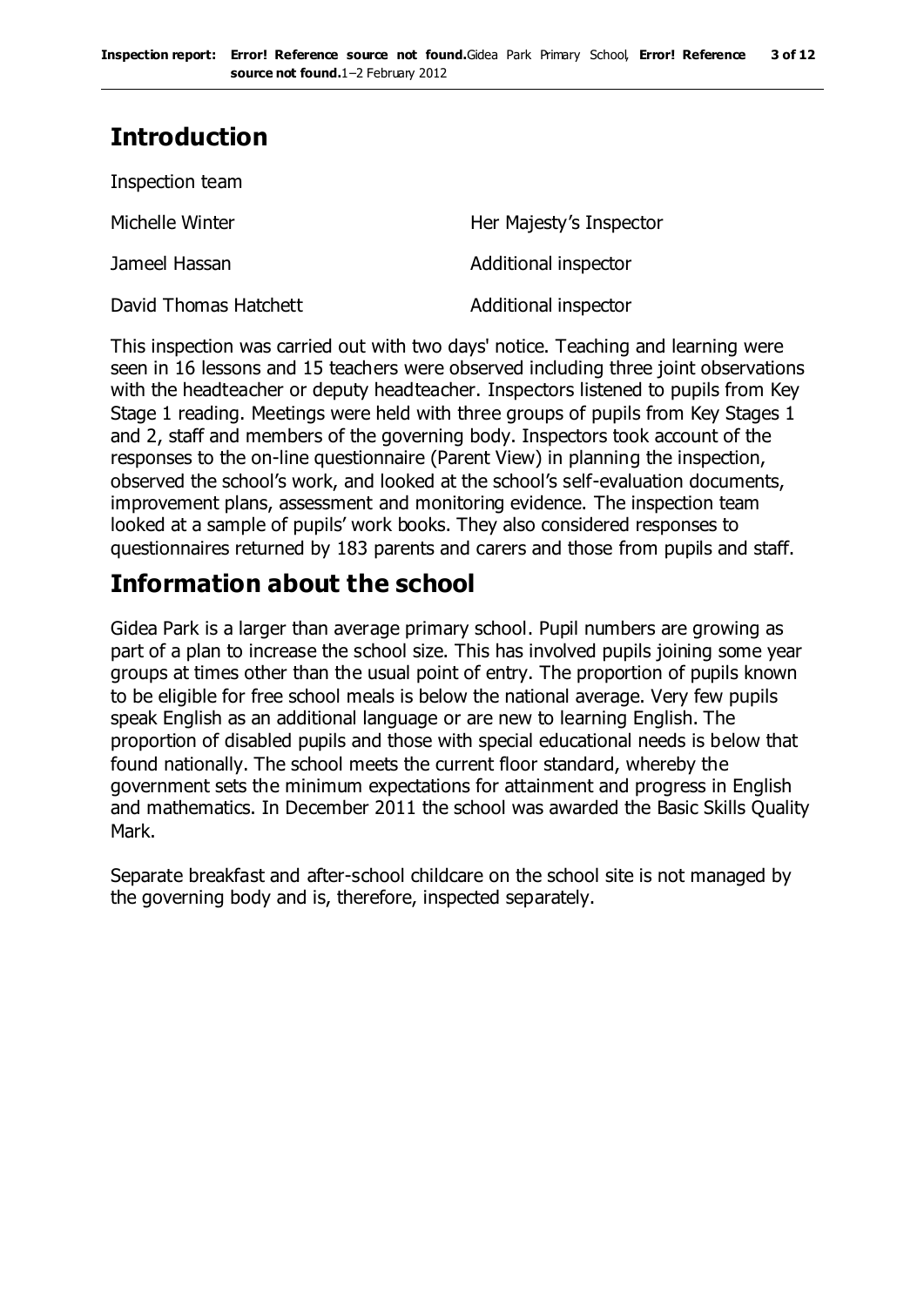# Introduction

Inspection team

| | |
|---|---|
| Michelle Winter | Her Majesty's Inspector |
| Jameel Hassan | Additional inspector |
| David Thomas Hatchett | Additional inspector |

This inspection was carried out with two days' notice. Teaching and learning were seen in 16 lessons and 15 teachers were observed including three joint observations with the headteacher or deputy headteacher. Inspectors listened to pupils from Key Stage 1 reading. Meetings were held with three groups of pupils from Key Stages 1 and 2, staff and members of the governing body. Inspectors took account of the responses to the on-line questionnaire (Parent View) in planning the inspection, observed the school's work, and looked at the school's self-evaluation documents, improvement plans, assessment and monitoring evidence. The inspection team looked at a sample of pupils' work books. They also considered responses to questionnaires returned by 183 parents and carers and those from pupils and staff.

# Information about the school

Gidea Park is a larger than average primary school. Pupil numbers are growing as part of a plan to increase the school size. This has involved pupils joining some year groups at times other than the usual point of entry. The proportion of pupils known to be eligible for free school meals is below the national average. Very few pupils speak English as an additional language or are new to learning English. The proportion of disabled pupils and those with special educational needs is below that found nationally. The school meets the current floor standard, whereby the government sets the minimum expectations for attainment and progress in English and mathematics. In December 2011 the school was awarded the Basic Skills Quality Mark.

Separate breakfast and after-school childcare on the school site is not managed by the governing body and is, therefore, inspected separately.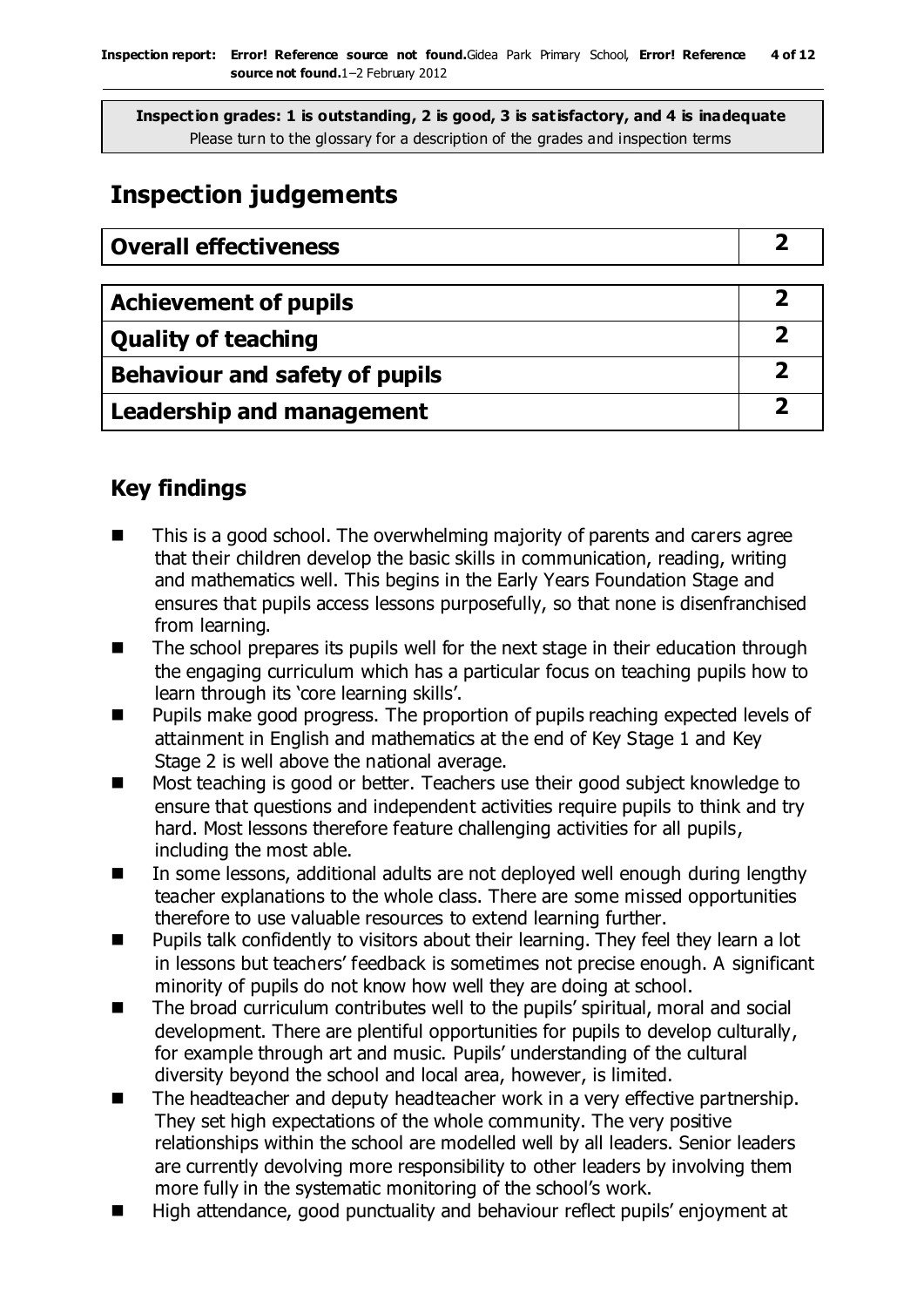**Inspection grades: 1 is outstanding, 2 is good, 3 is satisfactory, and 4 is inadequate**
Please turn to the glossary for a description of the grades and inspection terms

## Inspection judgements

| Overall effectiveness | 2 |
|---|---|

| Achievement of pupils | 2 |
|---|---|
| Quality of teaching | 2 |
| Behaviour and safety of pupils | 2 |
| Leadership and management | 2 |

### Key findings

- This is a good school. The overwhelming majority of parents and carers agree that their children develop the basic skills in communication, reading, writing and mathematics well. This begins in the Early Years Foundation Stage and ensures that pupils access lessons purposefully, so that none is disenfranchised from learning.
- The school prepares its pupils well for the next stage in their education through the engaging curriculum which has a particular focus on teaching pupils how to learn through its 'core learning skills'.
- Pupils make good progress. The proportion of pupils reaching expected levels of attainment in English and mathematics at the end of Key Stage 1 and Key Stage 2 is well above the national average.
- Most teaching is good or better. Teachers use their good subject knowledge to ensure that questions and independent activities require pupils to think and try hard. Most lessons therefore feature challenging activities for all pupils, including the most able.
- In some lessons, additional adults are not deployed well enough during lengthy teacher explanations to the whole class. There are some missed opportunities therefore to use valuable resources to extend learning further.
- Pupils talk confidently to visitors about their learning. They feel they learn a lot in lessons but teachers' feedback is sometimes not precise enough. A significant minority of pupils do not know how well they are doing at school.
- The broad curriculum contributes well to the pupils' spiritual, moral and social development. There are plentiful opportunities for pupils to develop culturally, for example through art and music. Pupils' understanding of the cultural diversity beyond the school and local area, however, is limited.
- The headteacher and deputy headteacher work in a very effective partnership. They set high expectations of the whole community. The very positive relationships within the school are modelled well by all leaders. Senior leaders are currently devolving more responsibility to other leaders by involving them more fully in the systematic monitoring of the school's work.
- High attendance, good punctuality and behaviour reflect pupils' enjoyment at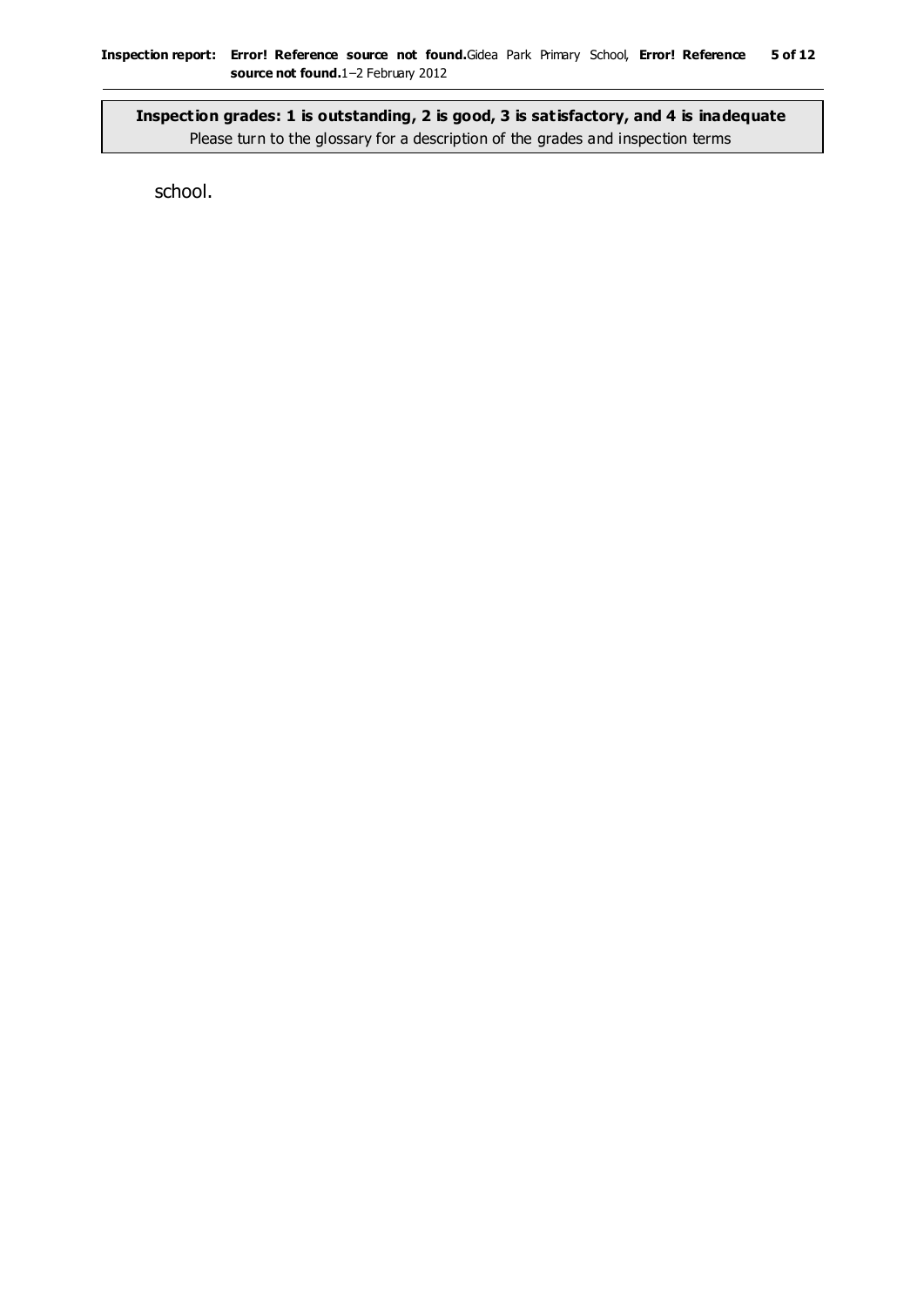school.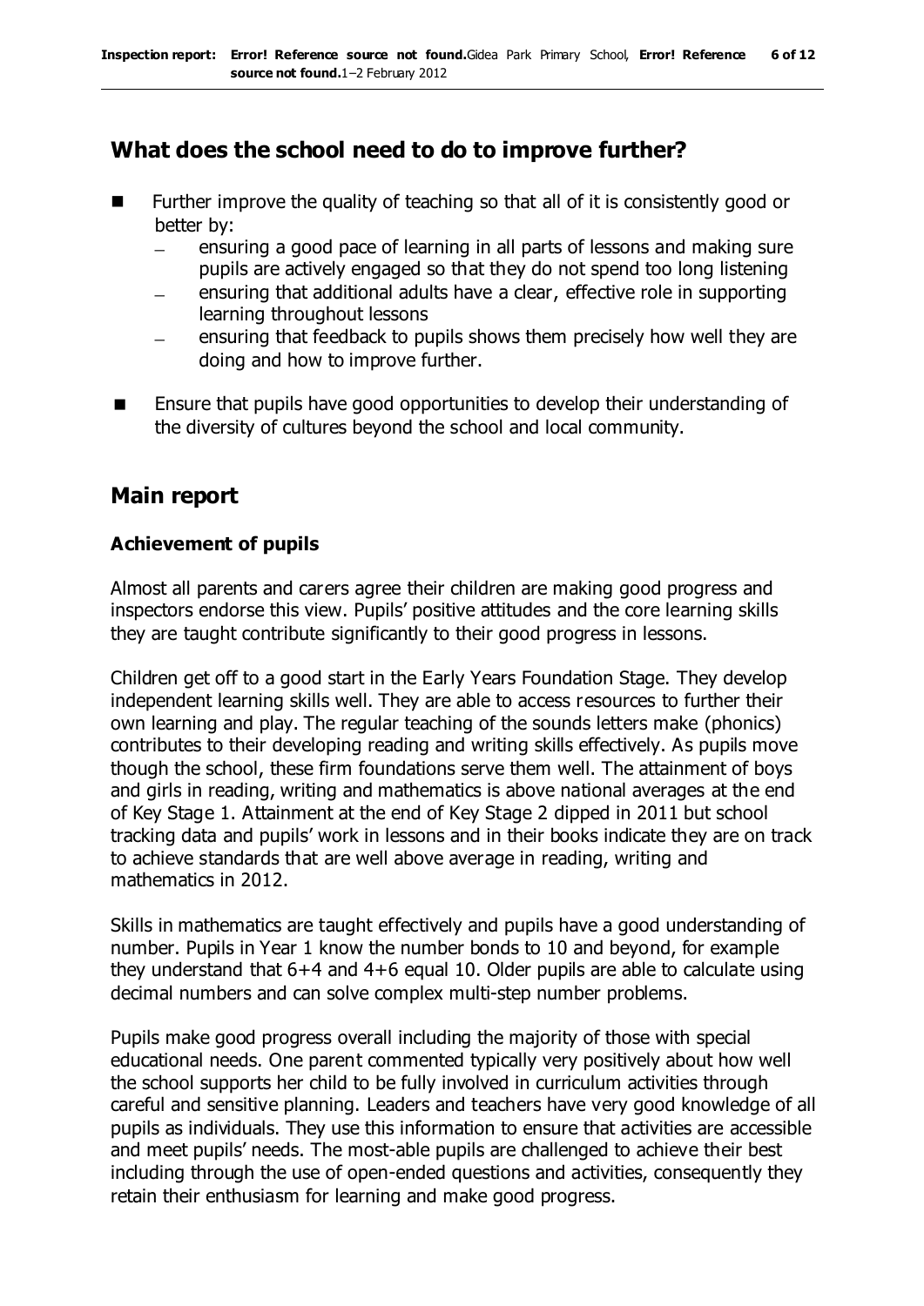## What does the school need to do to improve further?

- Further improve the quality of teaching so that all of it is consistently good or better by:
  - ensuring a good pace of learning in all parts of lessons and making sure pupils are actively engaged so that they do not spend too long listening
  - ensuring that additional adults have a clear, effective role in supporting learning throughout lessons
  - ensuring that feedback to pupils shows them precisely how well they are doing and how to improve further.
- Ensure that pupils have good opportunities to develop their understanding of the diversity of cultures beyond the school and local community.

## Main report

### Achievement of pupils

Almost all parents and carers agree their children are making good progress and inspectors endorse this view. Pupils' positive attitudes and the core learning skills they are taught contribute significantly to their good progress in lessons.

Children get off to a good start in the Early Years Foundation Stage. They develop independent learning skills well. They are able to access resources to further their own learning and play. The regular teaching of the sounds letters make (phonics) contributes to their developing reading and writing skills effectively. As pupils move though the school, these firm foundations serve them well. The attainment of boys and girls in reading, writing and mathematics is above national averages at the end of Key Stage 1. Attainment at the end of Key Stage 2 dipped in 2011 but school tracking data and pupils' work in lessons and in their books indicate they are on track to achieve standards that are well above average in reading, writing and mathematics in 2012.

Skills in mathematics are taught effectively and pupils have a good understanding of number. Pupils in Year 1 know the number bonds to 10 and beyond, for example they understand that 6+4 and 4+6 equal 10. Older pupils are able to calculate using decimal numbers and can solve complex multi-step number problems.

Pupils make good progress overall including the majority of those with special educational needs. One parent commented typically very positively about how well the school supports her child to be fully involved in curriculum activities through careful and sensitive planning. Leaders and teachers have very good knowledge of all pupils as individuals. They use this information to ensure that activities are accessible and meet pupils' needs. The most-able pupils are challenged to achieve their best including through the use of open-ended questions and activities, consequently they retain their enthusiasm for learning and make good progress.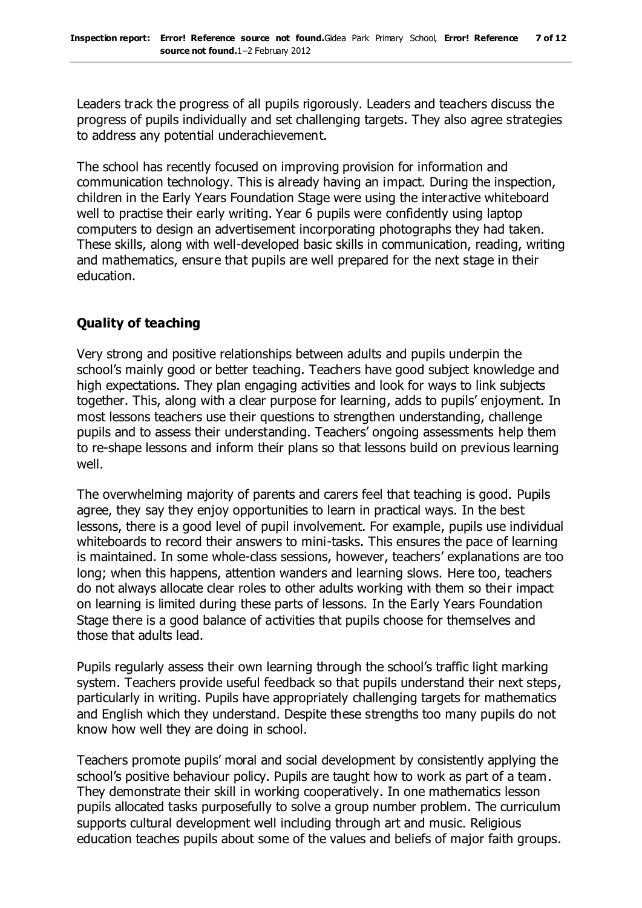Leaders track the progress of all pupils rigorously. Leaders and teachers discuss the progress of pupils individually and set challenging targets. They also agree strategies to address any potential underachievement.

The school has recently focused on improving provision for information and communication technology. This is already having an impact. During the inspection, children in the Early Years Foundation Stage were using the interactive whiteboard well to practise their early writing. Year 6 pupils were confidently using laptop computers to design an advertisement incorporating photographs they had taken. These skills, along with well-developed basic skills in communication, reading, writing and mathematics, ensure that pupils are well prepared for the next stage in their education.

## Quality of teaching

Very strong and positive relationships between adults and pupils underpin the school's mainly good or better teaching. Teachers have good subject knowledge and high expectations. They plan engaging activities and look for ways to link subjects together. This, along with a clear purpose for learning, adds to pupils' enjoyment. In most lessons teachers use their questions to strengthen understanding, challenge pupils and to assess their understanding. Teachers' ongoing assessments help them to re-shape lessons and inform their plans so that lessons build on previous learning well.

The overwhelming majority of parents and carers feel that teaching is good. Pupils agree, they say they enjoy opportunities to learn in practical ways. In the best lessons, there is a good level of pupil involvement. For example, pupils use individual whiteboards to record their answers to mini-tasks. This ensures the pace of learning is maintained. In some whole-class sessions, however, teachers' explanations are too long; when this happens, attention wanders and learning slows. Here too, teachers do not always allocate clear roles to other adults working with them so their impact on learning is limited during these parts of lessons. In the Early Years Foundation Stage there is a good balance of activities that pupils choose for themselves and those that adults lead.

Pupils regularly assess their own learning through the school's traffic light marking system. Teachers provide useful feedback so that pupils understand their next steps, particularly in writing. Pupils have appropriately challenging targets for mathematics and English which they understand. Despite these strengths too many pupils do not know how well they are doing in school.

Teachers promote pupils' moral and social development by consistently applying the school's positive behaviour policy. Pupils are taught how to work as part of a team. They demonstrate their skill in working cooperatively. In one mathematics lesson pupils allocated tasks purposefully to solve a group number problem. The curriculum supports cultural development well including through art and music. Religious education teaches pupils about some of the values and beliefs of major faith groups.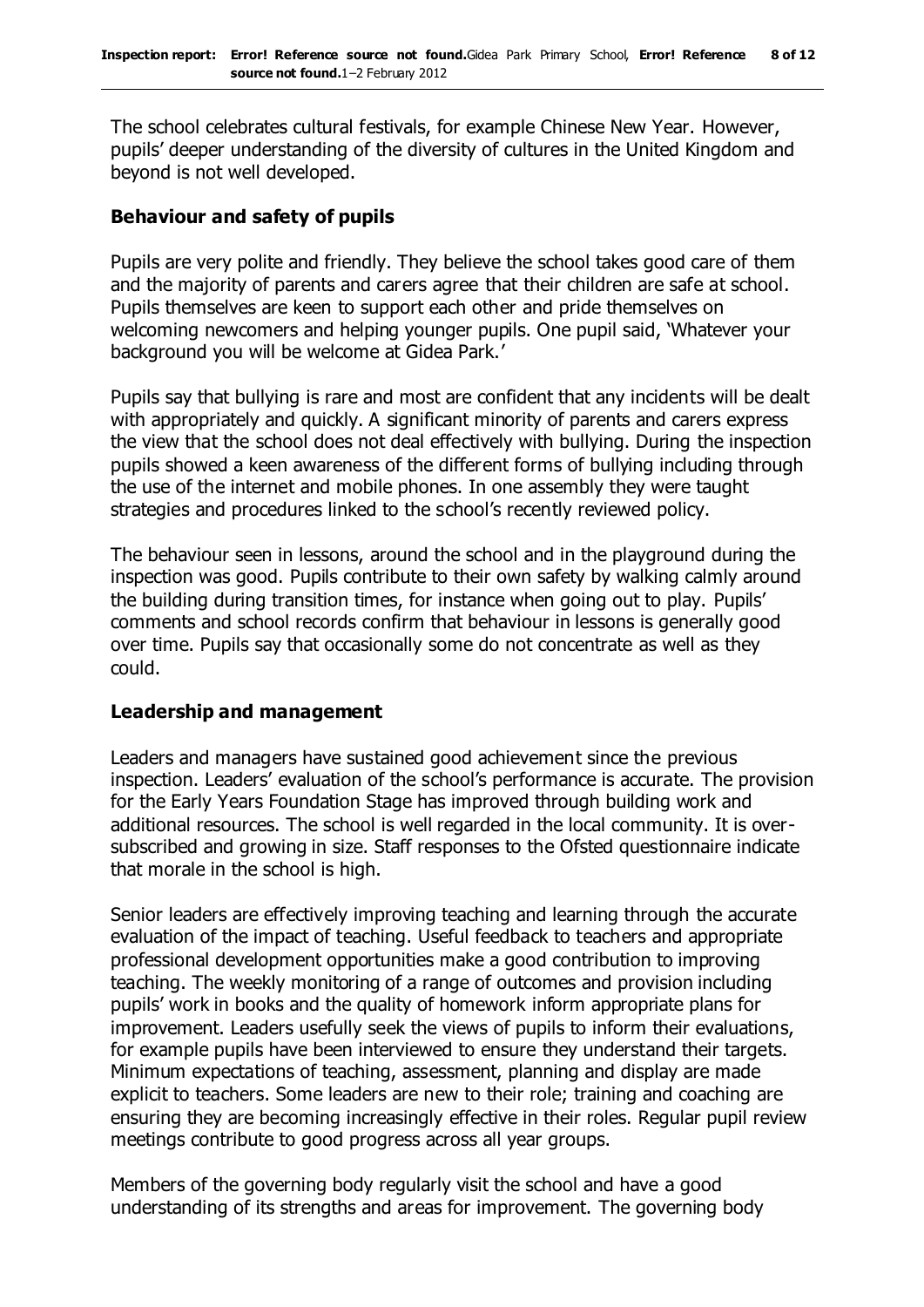The school celebrates cultural festivals, for example Chinese New Year. However, pupils' deeper understanding of the diversity of cultures in the United Kingdom and beyond is not well developed.

### Behaviour and safety of pupils

Pupils are very polite and friendly. They believe the school takes good care of them and the majority of parents and carers agree that their children are safe at school. Pupils themselves are keen to support each other and pride themselves on welcoming newcomers and helping younger pupils. One pupil said, 'Whatever your background you will be welcome at Gidea Park.'

Pupils say that bullying is rare and most are confident that any incidents will be dealt with appropriately and quickly. A significant minority of parents and carers express the view that the school does not deal effectively with bullying. During the inspection pupils showed a keen awareness of the different forms of bullying including through the use of the internet and mobile phones. In one assembly they were taught strategies and procedures linked to the school's recently reviewed policy.

The behaviour seen in lessons, around the school and in the playground during the inspection was good. Pupils contribute to their own safety by walking calmly around the building during transition times, for instance when going out to play. Pupils' comments and school records confirm that behaviour in lessons is generally good over time. Pupils say that occasionally some do not concentrate as well as they could.

### Leadership and management

Leaders and managers have sustained good achievement since the previous inspection. Leaders' evaluation of the school's performance is accurate. The provision for the Early Years Foundation Stage has improved through building work and additional resources. The school is well regarded in the local community. It is over-subscribed and growing in size. Staff responses to the Ofsted questionnaire indicate that morale in the school is high.

Senior leaders are effectively improving teaching and learning through the accurate evaluation of the impact of teaching. Useful feedback to teachers and appropriate professional development opportunities make a good contribution to improving teaching. The weekly monitoring of a range of outcomes and provision including pupils' work in books and the quality of homework inform appropriate plans for improvement. Leaders usefully seek the views of pupils to inform their evaluations, for example pupils have been interviewed to ensure they understand their targets. Minimum expectations of teaching, assessment, planning and display are made explicit to teachers. Some leaders are new to their role; training and coaching are ensuring they are becoming increasingly effective in their roles. Regular pupil review meetings contribute to good progress across all year groups.

Members of the governing body regularly visit the school and have a good understanding of its strengths and areas for improvement. The governing body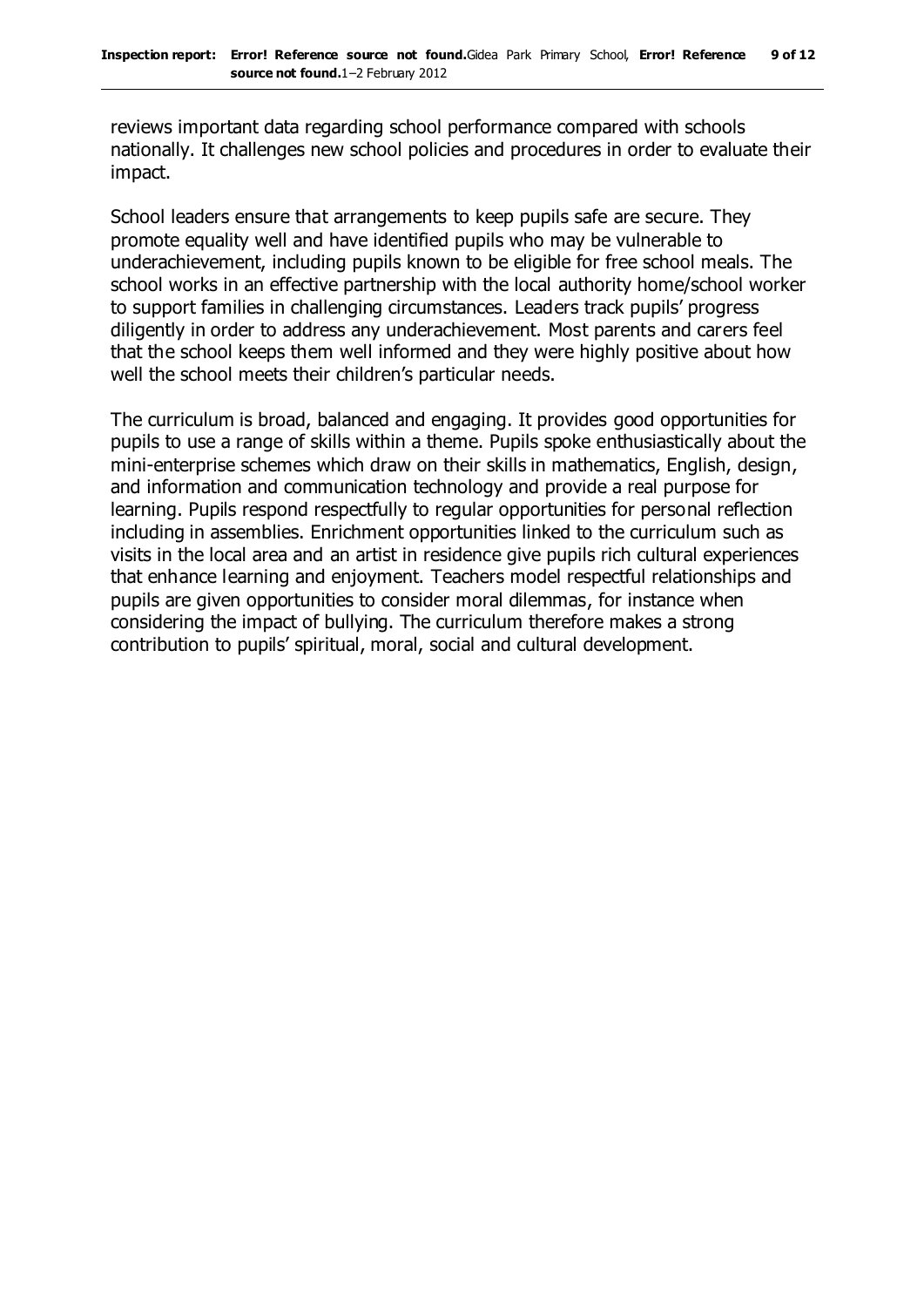reviews important data regarding school performance compared with schools nationally. It challenges new school policies and procedures in order to evaluate their impact.

School leaders ensure that arrangements to keep pupils safe are secure. They promote equality well and have identified pupils who may be vulnerable to underachievement, including pupils known to be eligible for free school meals. The school works in an effective partnership with the local authority home/school worker to support families in challenging circumstances. Leaders track pupils' progress diligently in order to address any underachievement. Most parents and carers feel that the school keeps them well informed and they were highly positive about how well the school meets their children's particular needs.

The curriculum is broad, balanced and engaging. It provides good opportunities for pupils to use a range of skills within a theme. Pupils spoke enthusiastically about the mini-enterprise schemes which draw on their skills in mathematics, English, design, and information and communication technology and provide a real purpose for learning. Pupils respond respectfully to regular opportunities for personal reflection including in assemblies. Enrichment opportunities linked to the curriculum such as visits in the local area and an artist in residence give pupils rich cultural experiences that enhance learning and enjoyment. Teachers model respectful relationships and pupils are given opportunities to consider moral dilemmas, for instance when considering the impact of bullying. The curriculum therefore makes a strong contribution to pupils' spiritual, moral, social and cultural development.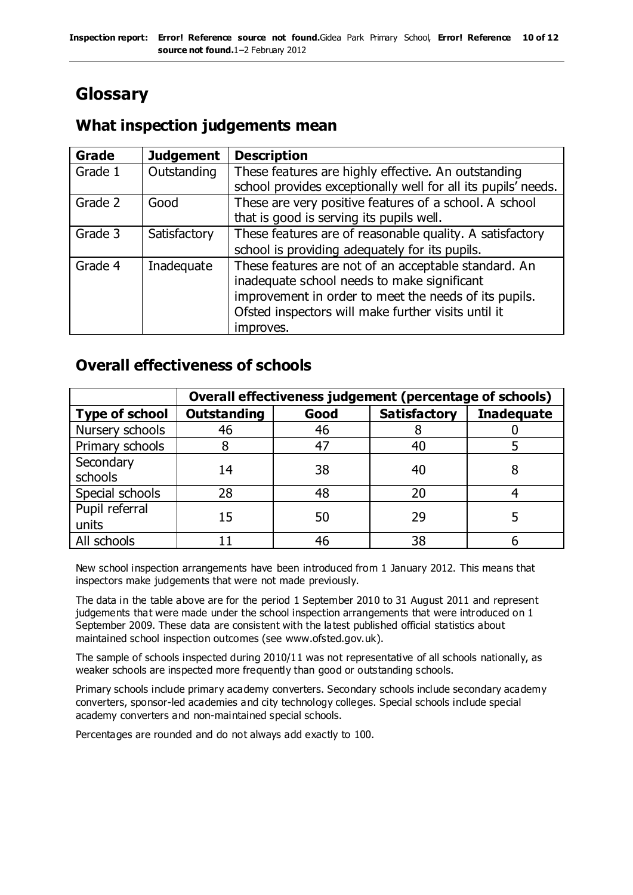# Glossary

## What inspection judgements mean

| Grade | Judgement | Description |
|---|---|---|
| Grade 1 | Outstanding | These features are highly effective. An outstanding school provides exceptionally well for all its pupils' needs. |
| Grade 2 | Good | These are very positive features of a school. A school that is good is serving its pupils well. |
| Grade 3 | Satisfactory | These features are of reasonable quality. A satisfactory school is providing adequately for its pupils. |
| Grade 4 | Inadequate | These features are not of an acceptable standard. An inadequate school needs to make significant improvement in order to meet the needs of its pupils. Ofsted inspectors will make further visits until it improves. |

## Overall effectiveness of schools

| | Overall effectiveness judgement (percentage of schools) | | | |
|---|---|---|---|---|
| **Type of school** | **Outstanding** | **Good** | **Satisfactory** | **Inadequate** |
| Nursery schools | 46 | 46 | 8 | 0 |
| Primary schools | 8 | 47 | 40 | 5 |
| Secondary schools | 14 | 38 | 40 | 8 |
| Special schools | 28 | 48 | 20 | 4 |
| Pupil referral units | 15 | 50 | 29 | 5 |
| All schools | 11 | 46 | 38 | 6 |

New school inspection arrangements have been introduced from 1 January 2012. This means that inspectors make judgements that were not made previously.

The data in the table above are for the period 1 September 2010 to 31 August 2011 and represent judgements that were made under the school inspection arrangements that were introduced on 1 September 2009. These data are consistent with the latest published official statistics about maintained school inspection outcomes (see www.ofsted.gov.uk).

The sample of schools inspected during 2010/11 was not representative of all schools nationally, as weaker schools are inspected more frequently than good or outstanding schools.

Primary schools include primary academy converters. Secondary schools include secondary academy converters, sponsor-led academies and city technology colleges. Special schools include special academy converters and non-maintained special schools.

Percentages are rounded and do not always add exactly to 100.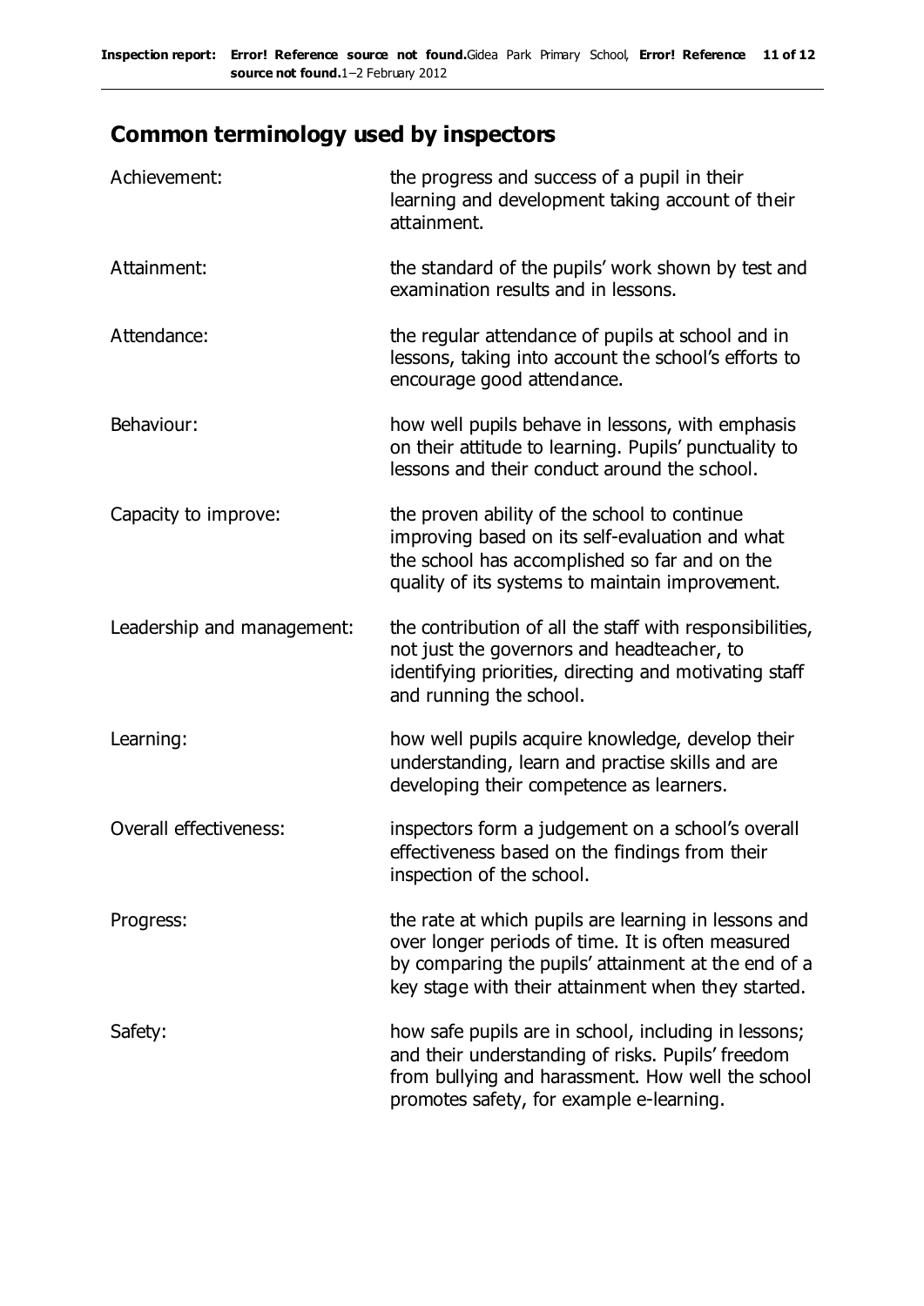## Common terminology used by inspectors

| | |
|---|---|
| Achievement: | the progress and success of a pupil in their learning and development taking account of their attainment. |
| Attainment: | the standard of the pupils' work shown by test and examination results and in lessons. |
| Attendance: | the regular attendance of pupils at school and in lessons, taking into account the school's efforts to encourage good attendance. |
| Behaviour: | how well pupils behave in lessons, with emphasis on their attitude to learning. Pupils' punctuality to lessons and their conduct around the school. |
| Capacity to improve: | the proven ability of the school to continue improving based on its self-evaluation and what the school has accomplished so far and on the quality of its systems to maintain improvement. |
| Leadership and management: | the contribution of all the staff with responsibilities, not just the governors and headteacher, to identifying priorities, directing and motivating staff and running the school. |
| Learning: | how well pupils acquire knowledge, develop their understanding, learn and practise skills and are developing their competence as learners. |
| Overall effectiveness: | inspectors form a judgement on a school's overall effectiveness based on the findings from their inspection of the school. |
| Progress: | the rate at which pupils are learning in lessons and over longer periods of time. It is often measured by comparing the pupils' attainment at the end of a key stage with their attainment when they started. |
| Safety: | how safe pupils are in school, including in lessons; and their understanding of risks. Pupils' freedom from bullying and harassment. How well the school promotes safety, for example e-learning. |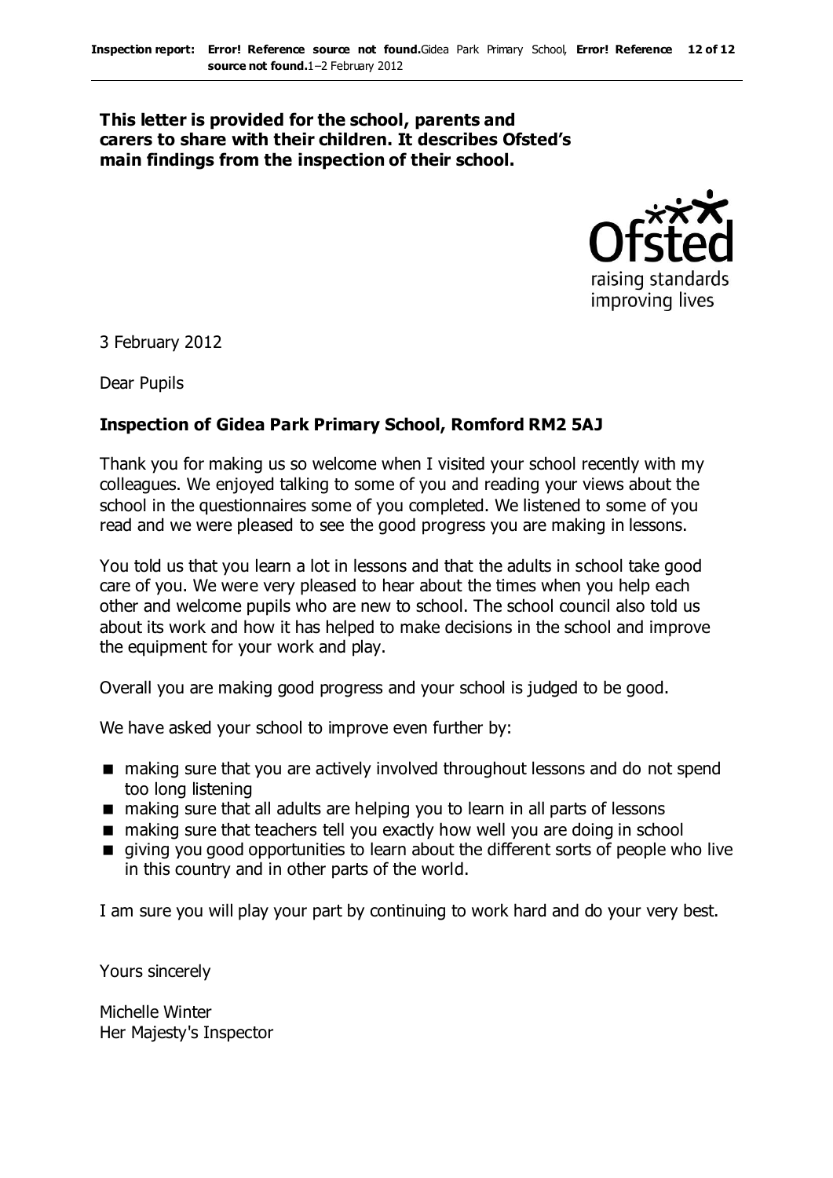**This letter is provided for the school, parents and carers to share with their children. It describes Ofsted's main findings from the inspection of their school.**

3 February 2012

Dear Pupils

**Inspection of Gidea Park Primary School, Romford RM2 5AJ**

Thank you for making us so welcome when I visited your school recently with my colleagues. We enjoyed talking to some of you and reading your views about the school in the questionnaires some of you completed. We listened to some of you read and we were pleased to see the good progress you are making in lessons.

You told us that you learn a lot in lessons and that the adults in school take good care of you. We were very pleased to hear about the times when you help each other and welcome pupils who are new to school. The school council also told us about its work and how it has helped to make decisions in the school and improve the equipment for your work and play.

Overall you are making good progress and your school is judged to be good.

We have asked your school to improve even further by:

- making sure that you are actively involved throughout lessons and do not spend too long listening
- making sure that all adults are helping you to learn in all parts of lessons
- making sure that teachers tell you exactly how well you are doing in school
- giving you good opportunities to learn about the different sorts of people who live in this country and in other parts of the world.

I am sure you will play your part by continuing to work hard and do your very best.

Yours sincerely

Michelle Winter
Her Majesty's Inspector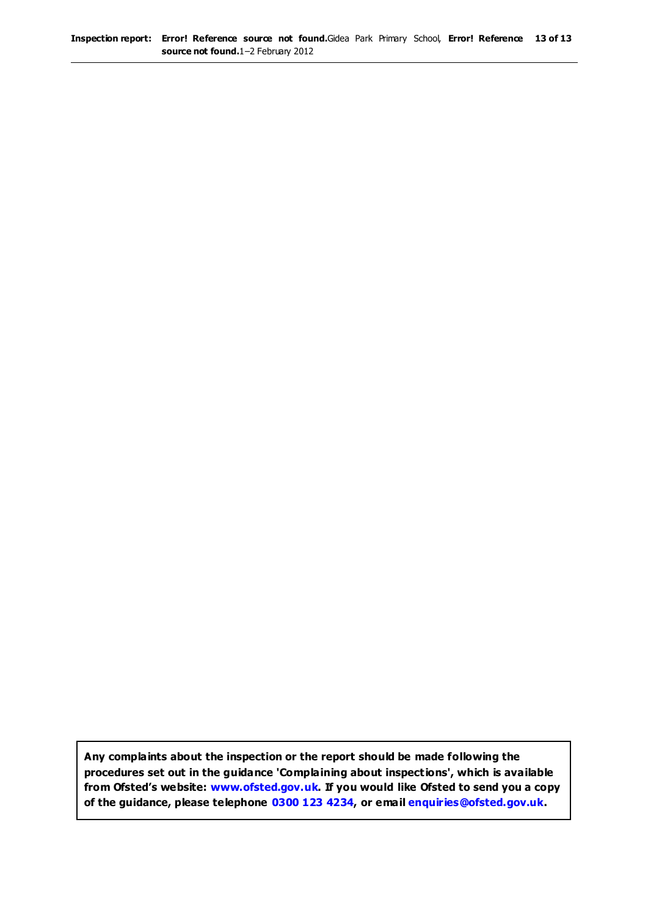**Any complaints about the inspection or the report should be made following the procedures set out in the guidance 'Complaining about inspections', which is available from Ofsted's website: www.ofsted.gov.uk. If you would like Ofsted to send you a copy of the guidance, please telephone 0300 123 4234, or email enquiries@ofsted.gov.uk.**